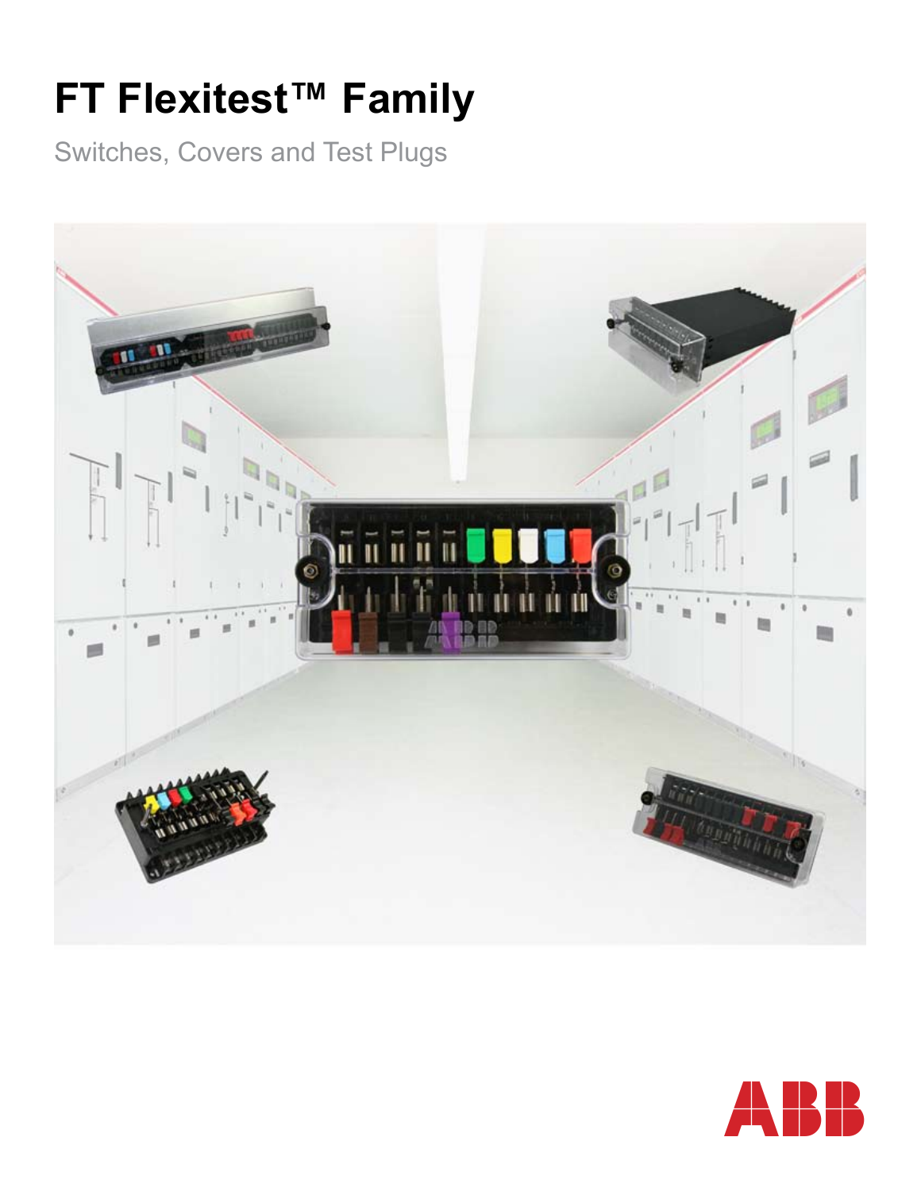# FT Flexitest™ Family

Switches, Covers and Test Plugs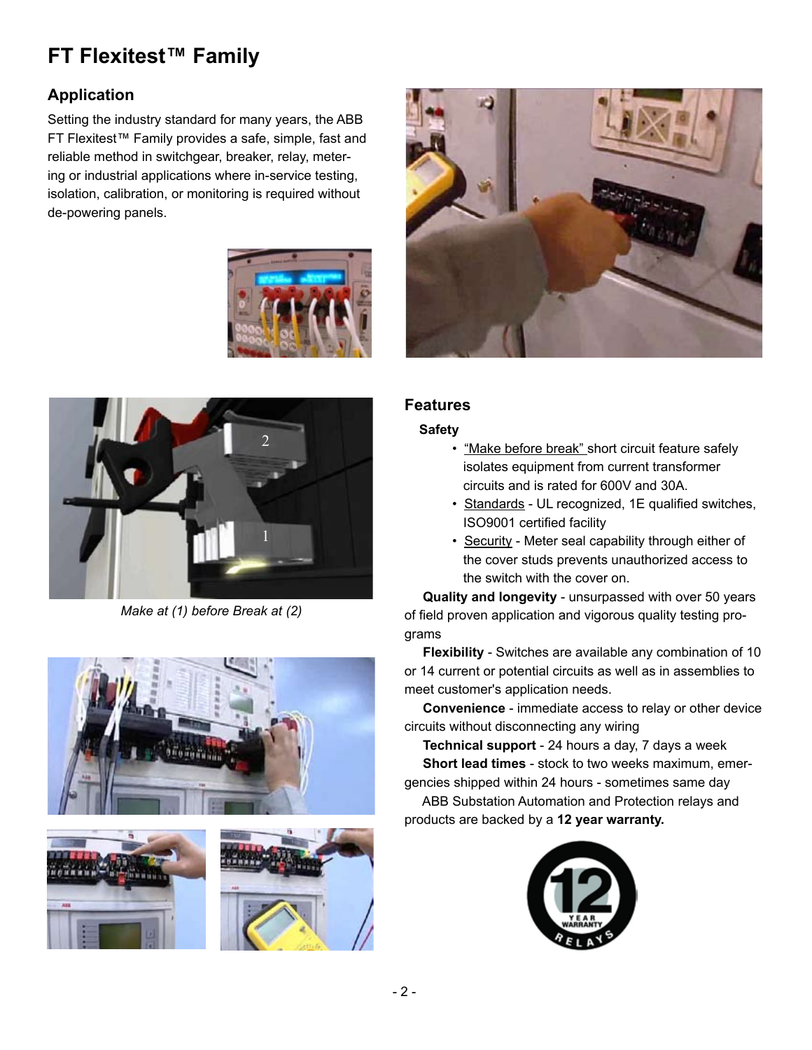# FT Flexitest™ Family

## Application

Setting the industry standard for many years, the ABB FT Flexitest™ Family provides a safe, simple, fast and reliable method in switchgear, breaker, relay, metering or industrial applications where in-service testing, isolation, calibration, or monitoring is required without de-powering panels.

*Make at (1) before Break at (2)*

## Features

### Safety

- "Make before break" short circuit feature safely isolates equipment from current transformer circuits and is rated for 600V and 30A.
- Standards - UL recognized, 1E qualified switches, ISO9001 certified facility
- Security - Meter seal capability through either of the cover studs prevents unauthorized access to the switch with the cover on.

**Quality and longevity** - unsurpassed with over 50 years of field proven application and vigorous quality testing programs

**Flexibility** - Switches are available any combination of 10 or 14 current or potential circuits as well as in assemblies to meet customer's application needs.

**Convenience** - immediate access to relay or other device circuits without disconnecting any wiring

**Technical support** - 24 hours a day, 7 days a week

**Short lead times** - stock to two weeks maximum, emergencies shipped within 24 hours - sometimes same day

ABB Substation Automation and Protection relays and products are backed by a **12 year warranty.**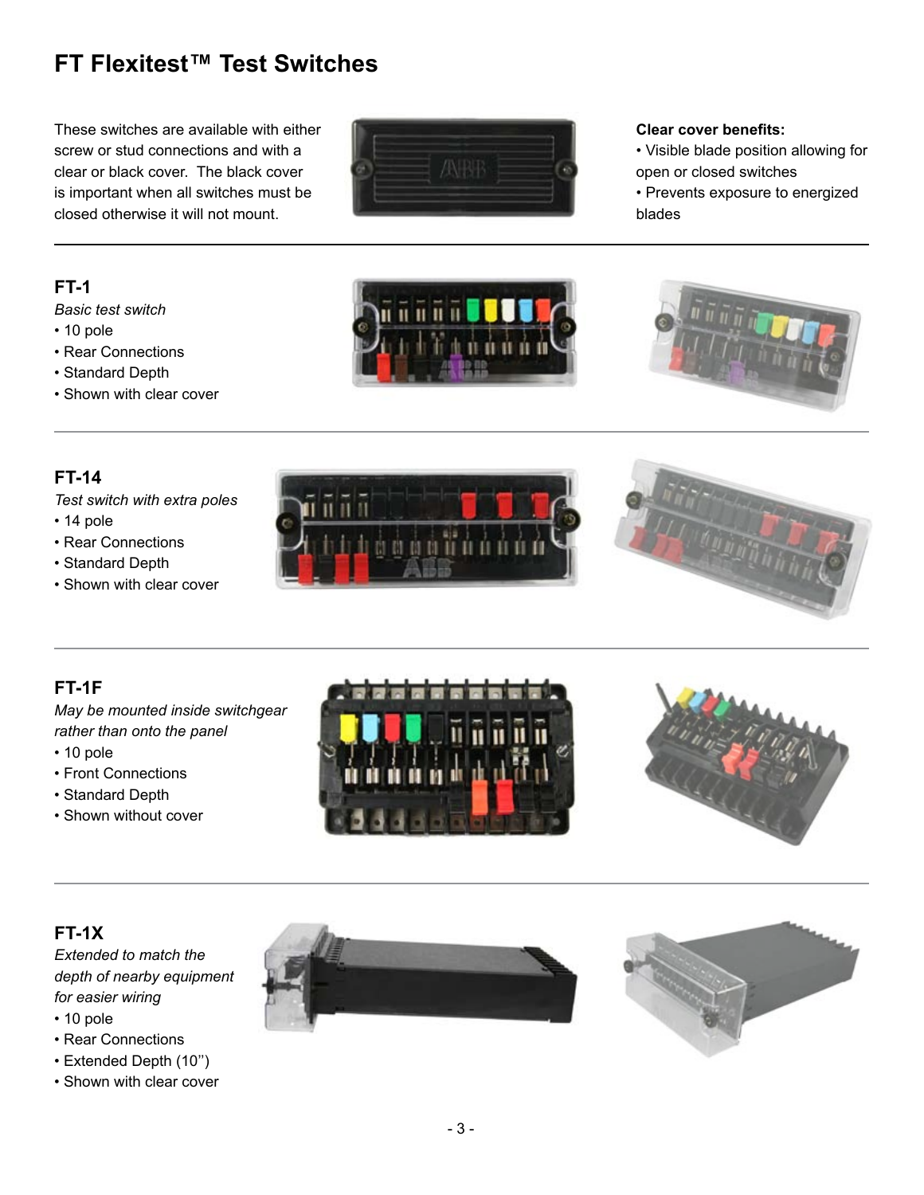# FT Flexitest™ Test Switches

These switches are available with either screw or stud connections and with a clear or black cover. The black cover is important when all switches must be closed otherwise it will not mount.

**Clear cover benefits:**

- Visible blade position allowing for open or closed switches
- Prevents exposure to energized blades

---

## FT-1

*Basic test switch*

- 10 pole
- Rear Connections
- Standard Depth
- Shown with clear cover

---

## FT-14

*Test switch with extra poles*

- 14 pole
- Rear Connections
- Standard Depth
- Shown with clear cover

---

## FT-1F

*May be mounted inside switchgear rather than onto the panel*

- 10 pole
- Front Connections
- Standard Depth
- Shown without cover

---

## FT-1X

*Extended to match the depth of nearby equipment for easier wiring*

- 10 pole
- Rear Connections
- Extended Depth (10'')
- Shown with clear cover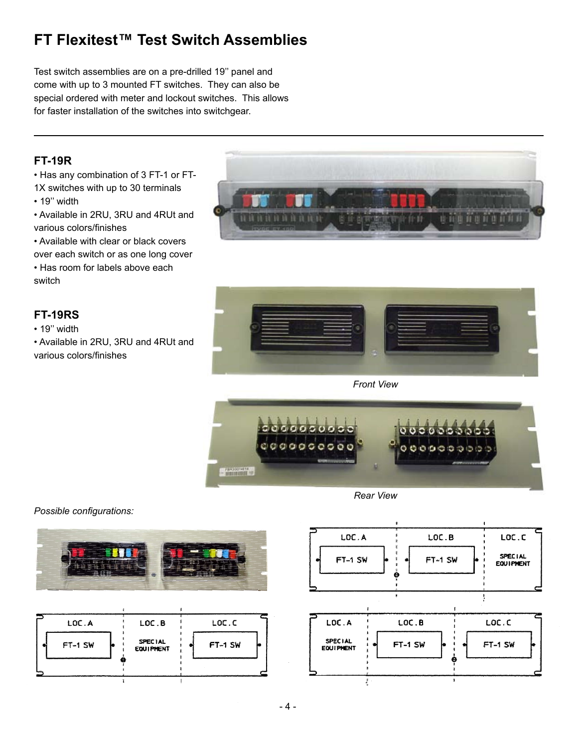# FT Flexitest™ Test Switch Assemblies

Test switch assemblies are on a pre-drilled 19'' panel and come with up to 3 mounted FT switches. They can also be special ordered with meter and lockout switches. This allows for faster installation of the switches into switchgear.

## FT-19R

- Has any combination of 3 FT-1 or FT-1X switches with up to 30 terminals
- 19'' width
- Available in 2RU, 3RU and 4RUt and various colors/finishes
- Available with clear or black covers over each switch or as one long cover
- Has room for labels above each switch

## FT-19RS

- 19'' width
- Available in 2RU, 3RU and 4RUt and various colors/finishes

*Front View*

*Rear View*

*Possible configurations:*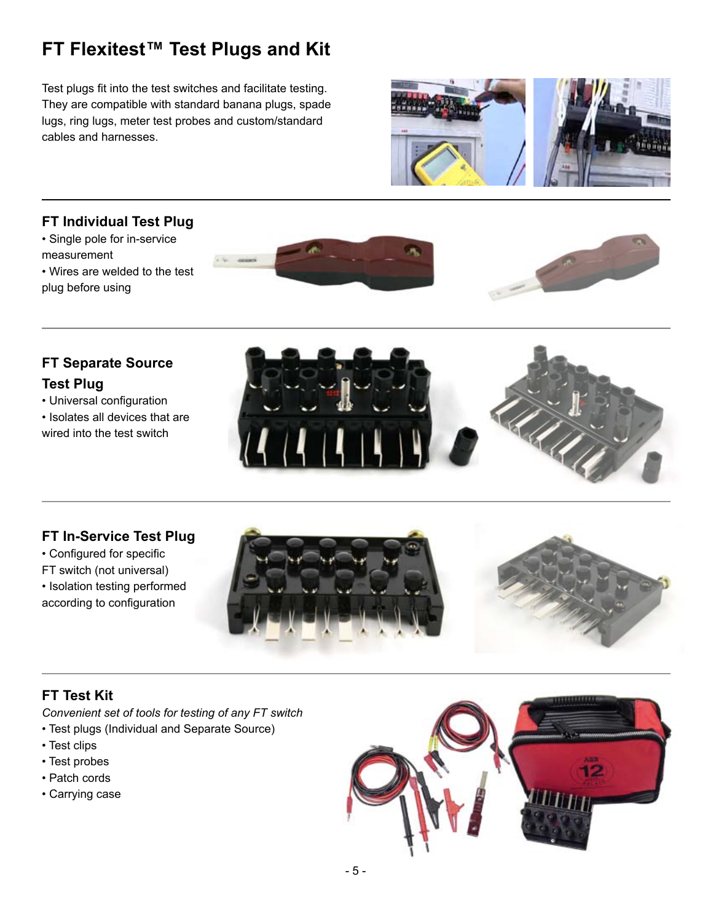# FT Flexitest™ Test Plugs and Kit

Test plugs fit into the test switches and facilitate testing. They are compatible with standard banana plugs, spade lugs, ring lugs, meter test probes and custom/standard cables and harnesses.

## FT Individual Test Plug

- Single pole for in-service measurement
- Wires are welded to the test plug before using

## FT Separate Source Test Plug

- Universal configuration
- Isolates all devices that are wired into the test switch

## FT In-Service Test Plug

- Configured for specific FT switch (not universal)
- Isolation testing performed according to configuration

## FT Test Kit

*Convenient set of tools for testing of any FT switch*

- Test plugs (Individual and Separate Source)
- Test clips
- Test probes
- Patch cords
- Carrying case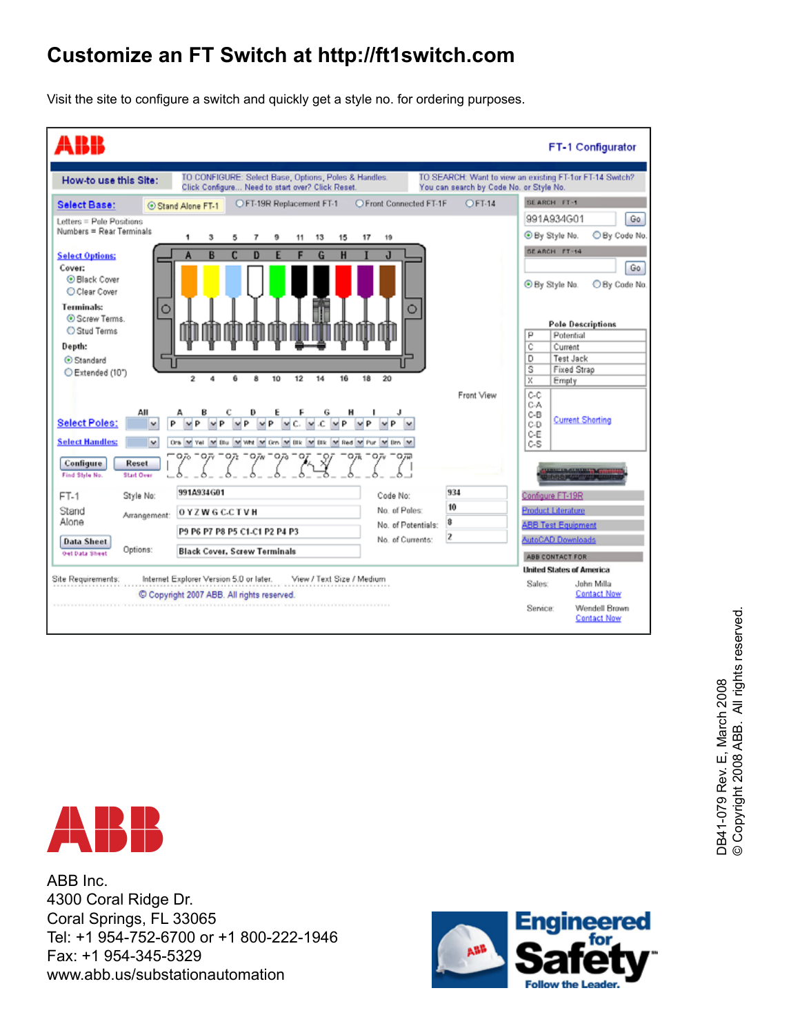# Customize an FT Switch at http://ft1switch.com

Visit the site to configure a switch and quickly get a style no. for ordering purposes.

ABB Inc.
4300 Coral Ridge Dr.
Coral Springs, FL 33065
Tel: +1 954-752-6700 or +1 800-222-1946
Fax: +1 954-345-5329
www.abb.us/substationautomation

DB41-079 Rev. E, March 2008
© Copyright 2008 ABB. All rights reserved.